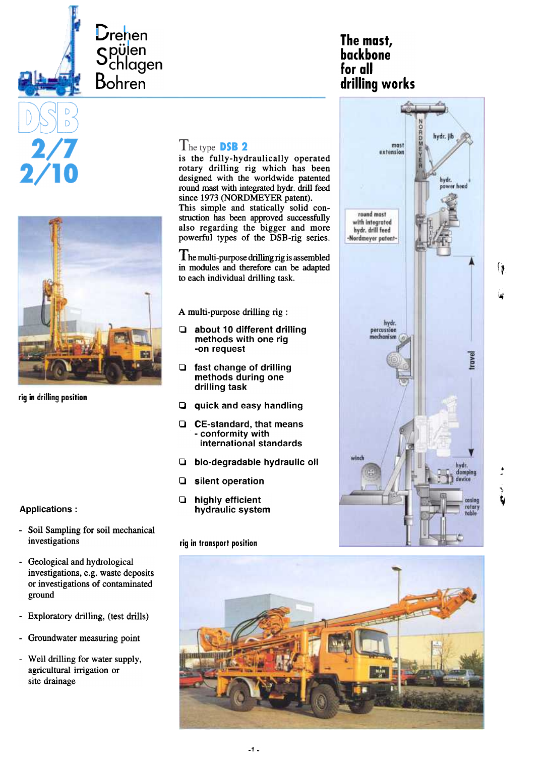Drehen
Spülen
Schlagen
Bohren

# DSB 2/7 2/10

## The mast, backbone for all drilling works

rig in drilling position

The type **DSB 2** is the fully-hydraulically operated rotary drilling rig which has been designed with the worldwide patented round mast with integrated hydr. drill feed since 1973 (NORDMEYER patent).
This simple and statically solid construction has been approved successfully also regarding the bigger and more powerful types of the DSB-rig series.

The multi-purpose drilling rig is assembled in modules and therefore can be adapted to each individual drilling task.

A multi-purpose drilling rig :

- about 10 different drilling methods with one rig -on request
- fast change of drilling methods during one drilling task
- quick and easy handling
- CE-standard, that means - conformity with international standards
- bio-degradable hydraulic oil
- silent operation
- highly efficient hydraulic system

mast extension
hydr. jib
hydr. power head
round mast with integrated hydr. drill feed -Nordmeyer patent-
hydr. percussion mechanism
travel
winch
hydr. clamping device
casing rotary table

**Applications :**

- Soil Sampling for soil mechanical investigations
- Geological and hydrological investigations, e.g. waste deposits or investigations of contaminated ground
- Exploratory drilling, (test drills)
- Groundwater measuring point
- Well drilling for water supply, agricultural irrigation or site drainage

rig in transport position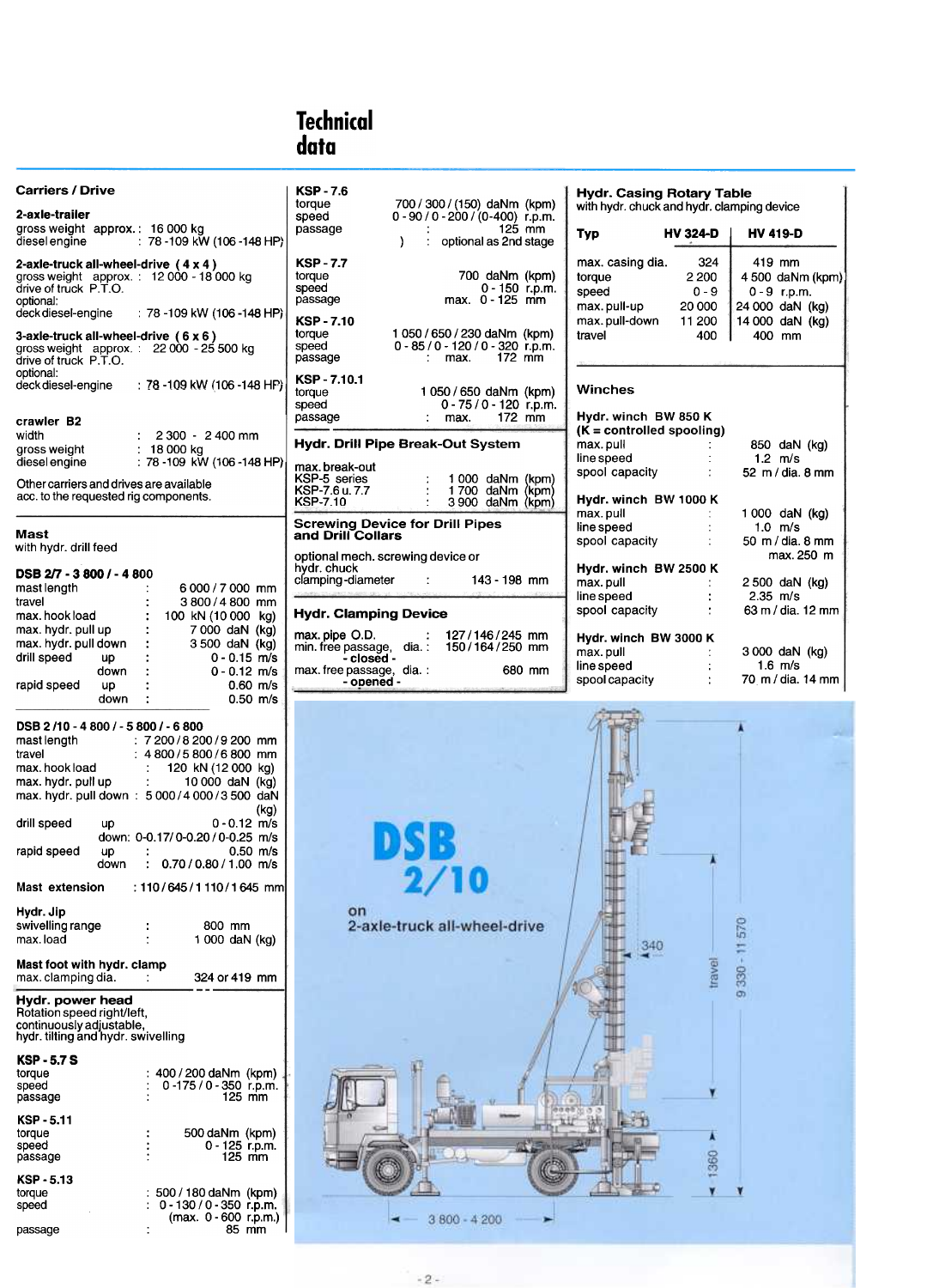# Technical data

## Carriers / Drive

**2-axle-trailer**
gross weight approx.: 16 000 kg
diesel engine : 78 -109 kW (106 -148 HP)

**2-axle-truck all-wheel-drive (4 x 4)**
gross weight approx. : 12 000 - 18 000 kg
drive of truck P.T.O.
optional:
deck diesel-engine : 78 -109 kW (106 -148 HP)

**3-axle-truck all-wheel-drive (6 x 6)**
gross weight approx. : 22 000 - 25 500 kg
drive of truck P.T.O.
optional:
deck diesel-engine : 78 -109 kW (106 -148 HP)

**crawler B2**
width : 2 300 - 2 400 mm
gross weight : 18 000 kg
diesel engine : 78 -109 kW (106 -148 HP)

Other carriers and drives are available acc. to the requested rig components.

## Mast
with hydr. drill feed

**DSB 2/7 - 3 800 / - 4 800**

| | |
|---|---|
| mast length | 6 000 / 7 000 mm |
| travel | 3 800 / 4 800 mm |
| max. hook load | 100 kN (10 000 kg) |
| max. hydr. pull up | 7 000 daN (kg) |
| max. hydr. pull down | 3 500 daN (kg) |
| drill speed up | 0 - 0.15 m/s |
| drill speed down | 0 - 0.12 m/s |
| rapid speed up | 0.60 m/s |
| rapid speed down | 0.50 m/s |

**DSB 2/10 - 4 800 / - 5 800 / - 6 800**

| | |
|---|---|
| mast length | 7 200 / 8 200 / 9 200 mm |
| travel | 4 800 / 5 800 / 6 800 mm |
| max. hook load | 120 kN (12 000 kg) |
| max. hydr. pull up | 10 000 daN (kg) |
| max. hydr. pull down | 5 000 / 4 000 / 3 500 daN (kg) |
| drill speed up | 0 - 0.12 m/s |
| drill speed down | 0-0.17/ 0-0.20 / 0-0.25 m/s |
| rapid speed up | 0.50 m/s |
| rapid speed down | 0.70 / 0.80 / 1.00 m/s |

**Mast extension** : 110 / 645 / 1 110 / 1 645 mm

**Hydr. Jip**
swivelling range : 800 mm
max. load : 1 000 daN (kg)

**Mast foot with hydr. clamp**
max. clamping dia. : 324 or 419 mm

## Hydr. power head
Rotation speed right/left, continuously adjustable, hydr. tilting and hydr. swivelling

**KSP - 5.7 S**
torque : 400 / 200 daNm (kpm)
speed : 0 -175 / 0 - 350 r.p.m.
passage : 125 mm

**KSP - 5.11**
torque : 500 daNm (kpm)
speed : 0 - 125 r.p.m.
passage : 125 mm

**KSP - 5.13**
torque : 500 / 180 daNm (kpm)
speed : 0 - 130 / 0 - 350 r.p.m. (max. 0 - 600 r.p.m.)
passage : 85 mm

**KSP - 7.6**
torque : 700 / 300 / (150) daNm (kpm)
speed : 0 - 90 / 0 - 200 / (0-400) r.p.m.
passage : 125 mm
) : optional as 2nd stage

**KSP - 7.7**
torque : 700 daNm (kpm)
speed : 0 - 150 r.p.m.
passage : max. 0 - 125 mm

**KSP - 7.10**
torque : 1 050 / 650 / 230 daNm (kpm)
speed : 0 - 85 / 0 - 120 / 0 - 320 r.p.m.
passage : max. 172 mm

**KSP - 7.10.1**
torque : 1 050 / 650 daNm (kpm)
speed : 0 - 75 / 0 - 120 r.p.m.
passage : max. 172 mm

## Hydr. Drill Pipe Break-Out System

max. break-out

| | |
|---|---|
| KSP-5 series | 1 000 daNm (kpm) |
| KSP-7.6 u. 7.7 | 1 700 daNm (kpm) |
| KSP-7.10 | 3 900 daNm (kpm) |

## Screwing Device for Drill Pipes and Drill Collars

optional mech. screwing device or hydr. chuck
clamping-diameter : 143 - 198 mm

## Hydr. Clamping Device

max. pipe O.D. : 127 / 146 / 245 mm
min. free passage, dia. : 150 / 164 / 250 mm
- closed -
max. free passage, dia. : 680 mm
- opened -

## Hydr. Casing Rotary Table
with hydr. chuck and hydr. clamping device

| Typ | HV 324-D | HV 419-D |
|---|---|---|
| max. casing dia. | 324 | 419 mm |
| torque | 2 200 | 4 500 daNm (kpm) |
| speed | 0 - 9 | 0 - 9 r.p.m. |
| max. pull-up | 20 000 | 24 000 daN (kg) |
| max. pull-down | 11 200 | 14 000 daN (kg) |
| travel | 400 | 400 mm |

## Winches

**Hydr. winch BW 850 K**
**(K = controlled spooling)**
max. pull : 850 daN (kg)
line speed : 1.2 m/s
spool capacity : 52 m / dia. 8 mm

**Hydr. winch BW 1000 K**
max. pull : 1 000 daN (kg)
line speed : 1.0 m/s
spool capacity : 50 m / dia. 8 mm, max. 250 m

**Hydr. winch BW 2500 K**
max. pull : 2 500 daN (kg)
line speed : 2.35 m/s
spool capacity : 63 m / dia. 12 mm

**Hydr. winch BW 3000 K**
max. pull : 3 000 daN (kg)
line speed : 1.6 m/s
spool capacity : 70 m / dia. 14 mm

**DSB 2/10**
on
2-axle-truck all-wheel-drive

340 — travel — 9 330 - 11 570 — 1360 — 3 800 - 4 200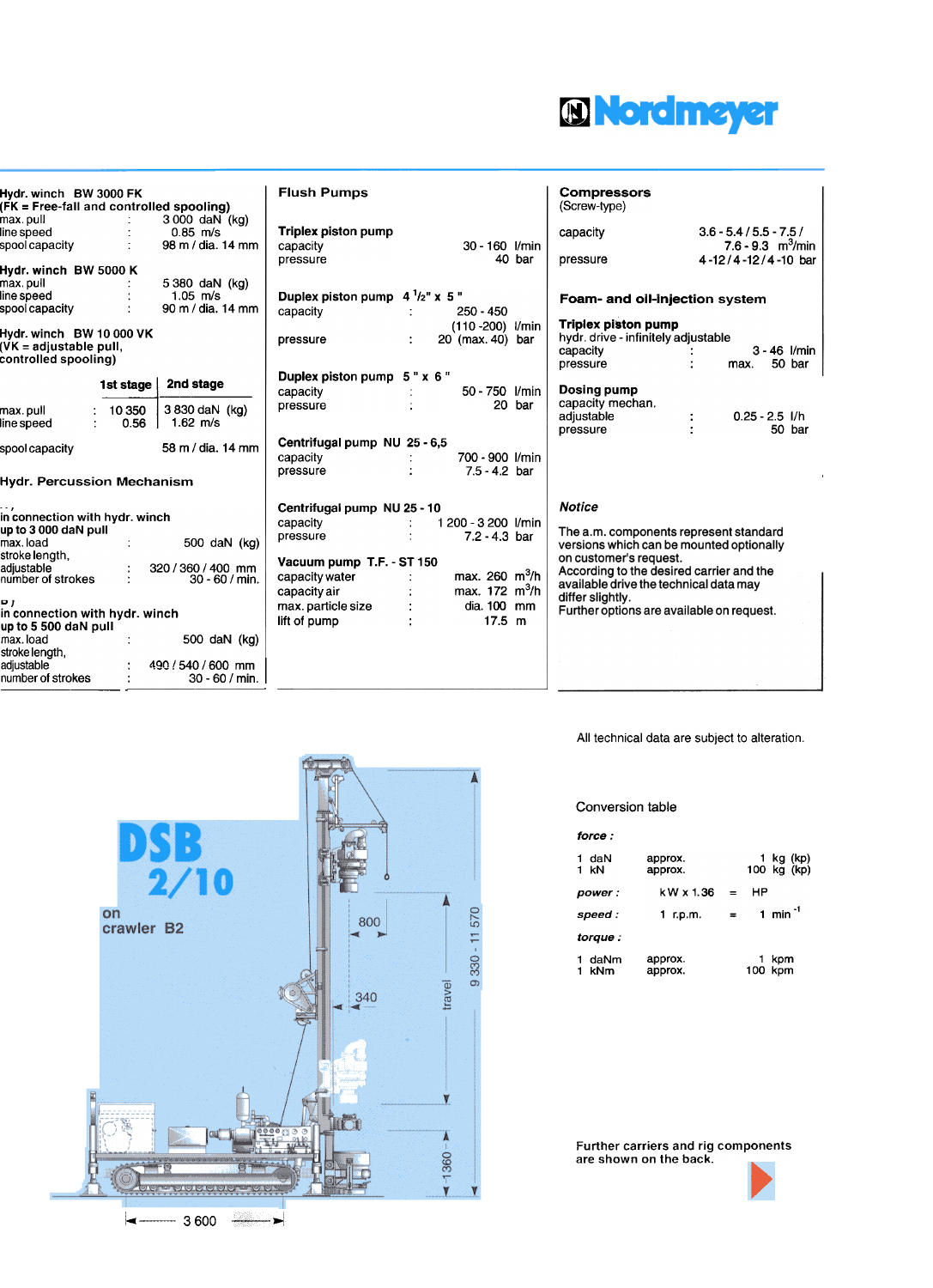# Nordmeyer

**Hydr. winch BW 3000 FK**
**(FK = Free-fall and controlled spooling)**

| | | |
|---|---|---|
| max. pull | : | 3 000 daN (kg) |
| line speed | : | 0.85 m/s |
| spool capacity | : | 98 m / dia. 14 mm |

**Hydr. winch BW 5000 K**

| | | |
|---|---|---|
| max. pull | : | 5 380 daN (kg) |
| line speed | : | 1.05 m/s |
| spool capacity | : | 90 m / dia. 14 mm |

**Hydr. winch BW 10 000 VK**
**(VK = adjustable pull, controlled spooling)**

| | | 1st stage | 2nd stage |
|---|---|---|---|
| max. pull | : | 10 350 | 3 830 daN (kg) |
| line speed | : | 0.56 | 1.62 m/s |
| spool capacity | | | 58 m / dia. 14 mm |

## Hydr. Percussion Mechanism

**a) in connection with hydr. winch up to 3 000 daN pull**

| | | |
|---|---|---|
| max. load | : | 500 daN (kg) |
| stroke length, adjustable | : | 320 / 360 / 400 mm |
| number of strokes | : | 30 - 60 / min. |

**b) in connection with hydr. winch up to 5 500 daN pull**

| | | |
|---|---|---|
| max. load | : | 500 daN (kg) |
| stroke length, adjustable | : | 490 / 540 / 600 mm |
| number of strokes | : | 30 - 60 / min. |

## Flush Pumps

**Triplex piston pump**

| | | |
|---|---|---|
| capacity | | 30 - 160 l/min |
| pressure | | 40 bar |

**Duplex piston pump 4 1/2" x 5"**

| | | |
|---|---|---|
| capacity | : | 250 - 450 (110 -200) l/min |
| pressure | : | 20 (max. 40) bar |

**Duplex piston pump 5" x 6"**

| | | |
|---|---|---|
| capacity | : | 50 - 750 l/min |
| pressure | : | 20 bar |

**Centrifugal pump NU 25 - 6,5**

| | | |
|---|---|---|
| capacity | : | 700 - 900 l/min |
| pressure | : | 7.5 - 4.2 bar |

**Centrifugal pump NU 25 - 10**

| | | |
|---|---|---|
| capacity | : | 1 200 - 3 200 l/min |
| pressure | : | 7.2 - 4.3 bar |

**Vacuum pump T.F. - ST 150**

| | | |
|---|---|---|
| capacity water | : | max. 260 $m^3/h$ |
| capacity air | : | max. 172 $m^3/h$ |
| max. particle size | : | dia. 100 mm |
| lift of pump | : | 17.5 m |

## Compressors
(Screw-type)

| | |
|---|---|
| capacity | 3.6 - 5.4 / 5.5 - 7.5 / 7.6 - 9.3 $m^3/min$ |
| pressure | 4 -12 / 4 -12 / 4 -10 bar |

## Foam- and oil-injection system

**Triplex piston pump**
hydr. drive - infinitely adjustable

| | | |
|---|---|---|
| capacity | : | 3 - 46 l/min |
| pressure | : | max. 50 bar |

**Dosing pump**
capacity mechan. adjustable

| | | |
|---|---|---|
| capacity mechan. adjustable | : | 0.25 - 2.5 l/h |
| pressure | : | 50 bar |

### *Notice*

The a.m. components represent standard versions which can be mounted optionally on customer's request.
According to the desired carrier and the available drive the technical data may differ slightly.
Further options are available on request.

All technical data are subject to alteration.

**DSB 2/10**
on crawler B2

800 — 340 — travel — 9 330 - 11 570 — 1360 — 3 600

Conversion table

*force :*

| | | |
|---|---|---|
| 1 daN | approx. | 1 kg (kp) |
| 1 kN | approx. | 100 kg (kp) |

*power :* kW x 1.36 = HP

*speed :* 1 r.p.m. = 1 $min^{-1}$

*torque :*

| | | |
|---|---|---|
| 1 daNm | approx. | 1 kpm |
| 1 kNm | approx. | 100 kpm |

Further carriers and rig components are shown on the back.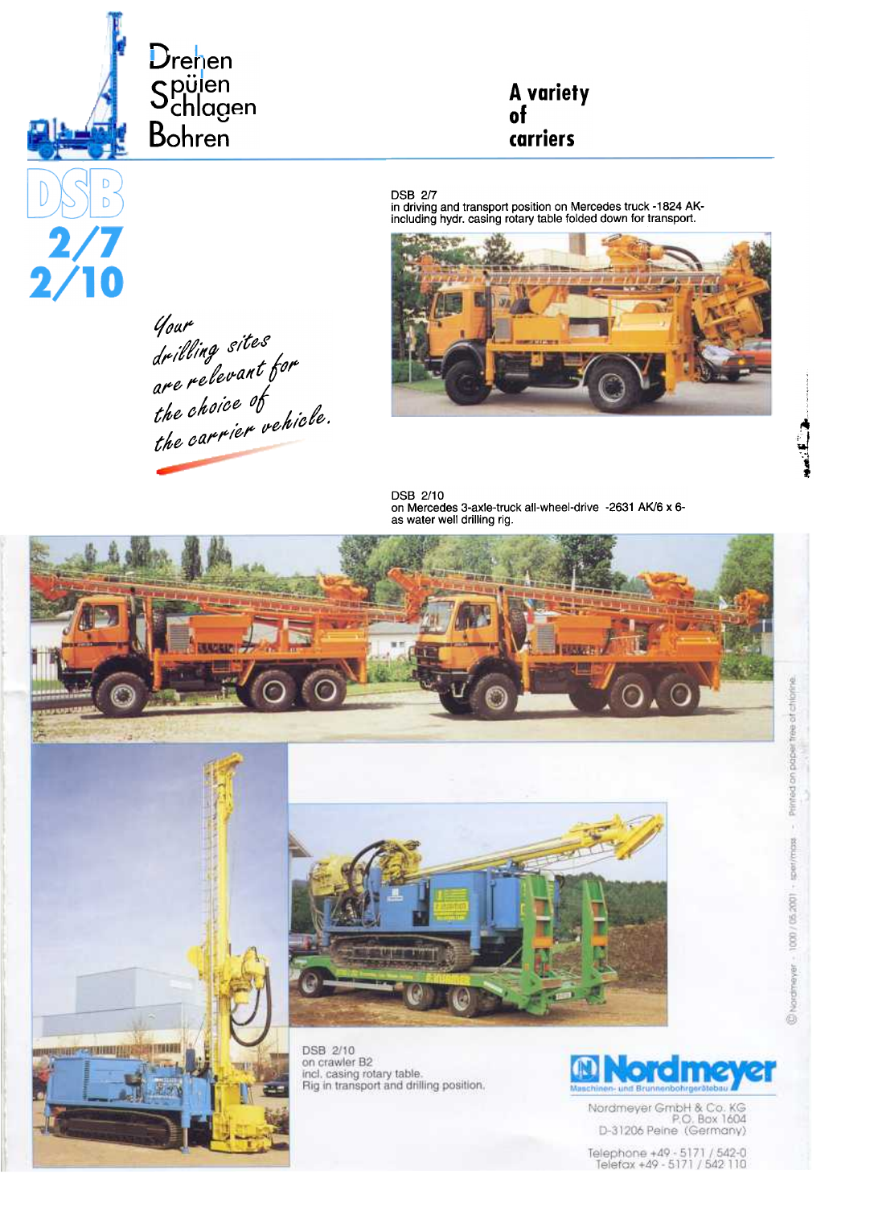Drehen
Spülen
Schlagen
Bohren

# DSB 2/7 2/10

## A variety of carriers

*Your drilling sites are relevant for the choice of the carrier vehicle.*

DSB 2/7
in driving and transport position on Mercedes truck -1824 AK-
including hydr. casing rotary table folded down for transport.

DSB 2/10
on Mercedes 3-axle-truck all-wheel-drive -2631 AK/6 x 6-
as water well drilling rig.

DSB 2/10
on crawler B2
incl. casing rotary table.
Rig in transport and drilling position.

**Nordmeyer**
Maschinen- und Brunnenbohrgerätebau

Nordmeyer GmbH & Co. KG
P.O. Box 1604
D-31206 Peine (Germany)

Telephone +49 - 5171 / 542-0
Telefax +49 - 5171 / 542 110

© Nordmeyer - 1000 / 05.2001 - sper/mass - Printed on paper free of chlorine.